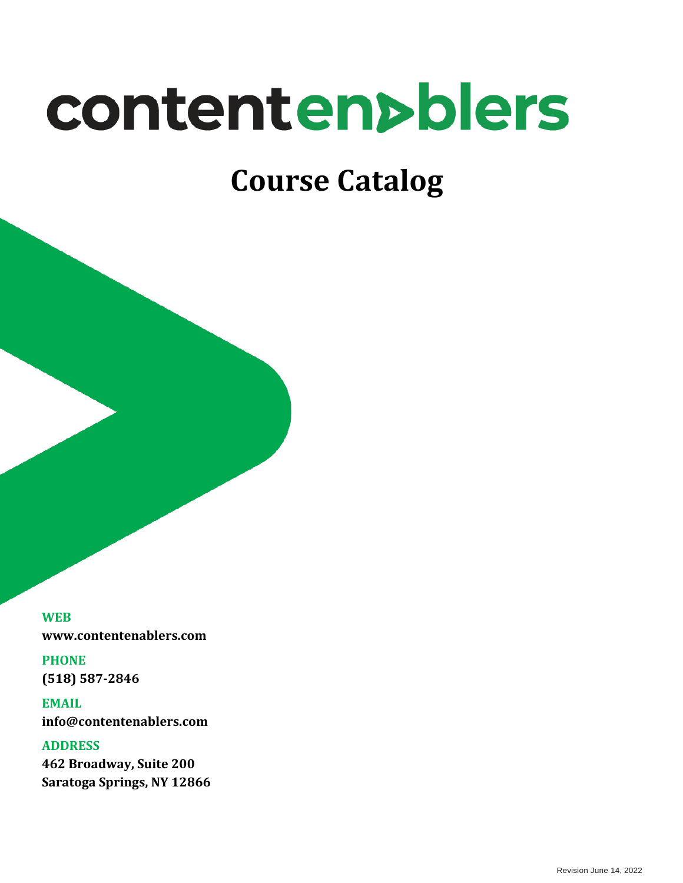# contentenablers

## Course Catalog

**WEB**
**www.contentenablers.com**

**PHONE**
**(518) 587-2846**

**EMAIL**
**info@contentenablers.com**

**ADDRESS**
**462 Broadway, Suite 200**
**Saratoga Springs, NY 12866**

Revision June 14, 2022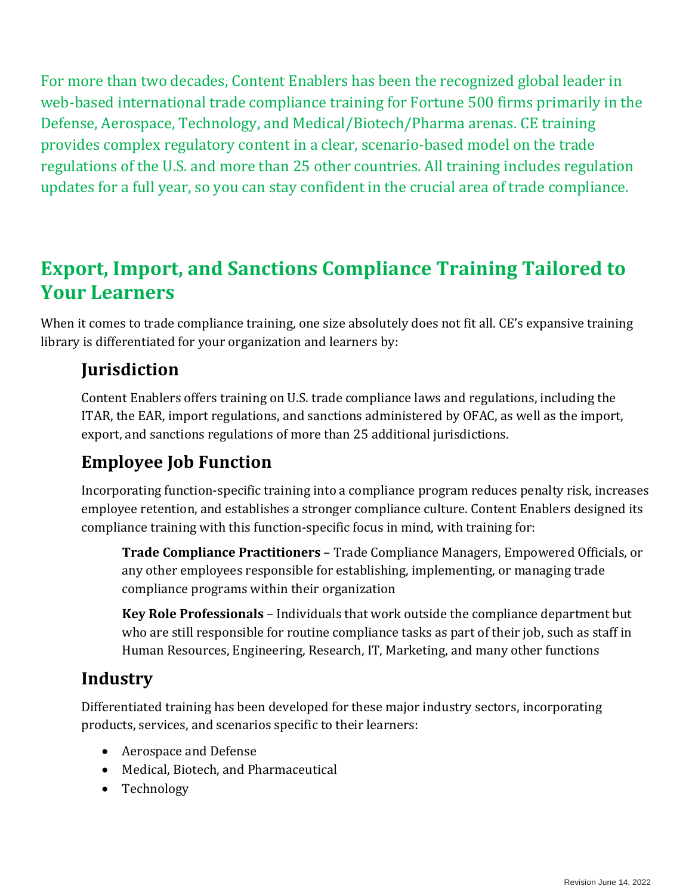For more than two decades, Content Enablers has been the recognized global leader in web-based international trade compliance training for Fortune 500 firms primarily in the Defense, Aerospace, Technology, and Medical/Biotech/Pharma arenas. CE training provides complex regulatory content in a clear, scenario-based model on the trade regulations of the U.S. and more than 25 other countries. All training includes regulation updates for a full year, so you can stay confident in the crucial area of trade compliance.

## Export, Import, and Sanctions Compliance Training Tailored to Your Learners

When it comes to trade compliance training, one size absolutely does not fit all. CE's expansive training library is differentiated for your organization and learners by:

### Jurisdiction

Content Enablers offers training on U.S. trade compliance laws and regulations, including the ITAR, the EAR, import regulations, and sanctions administered by OFAC, as well as the import, export, and sanctions regulations of more than 25 additional jurisdictions.

### Employee Job Function

Incorporating function-specific training into a compliance program reduces penalty risk, increases employee retention, and establishes a stronger compliance culture. Content Enablers designed its compliance training with this function-specific focus in mind, with training for:

**Trade Compliance Practitioners** – Trade Compliance Managers, Empowered Officials, or any other employees responsible for establishing, implementing, or managing trade compliance programs within their organization

**Key Role Professionals** – Individuals that work outside the compliance department but who are still responsible for routine compliance tasks as part of their job, such as staff in Human Resources, Engineering, Research, IT, Marketing, and many other functions

### Industry

Differentiated training has been developed for these major industry sectors, incorporating products, services, and scenarios specific to their learners:

- Aerospace and Defense
- Medical, Biotech, and Pharmaceutical
- Technology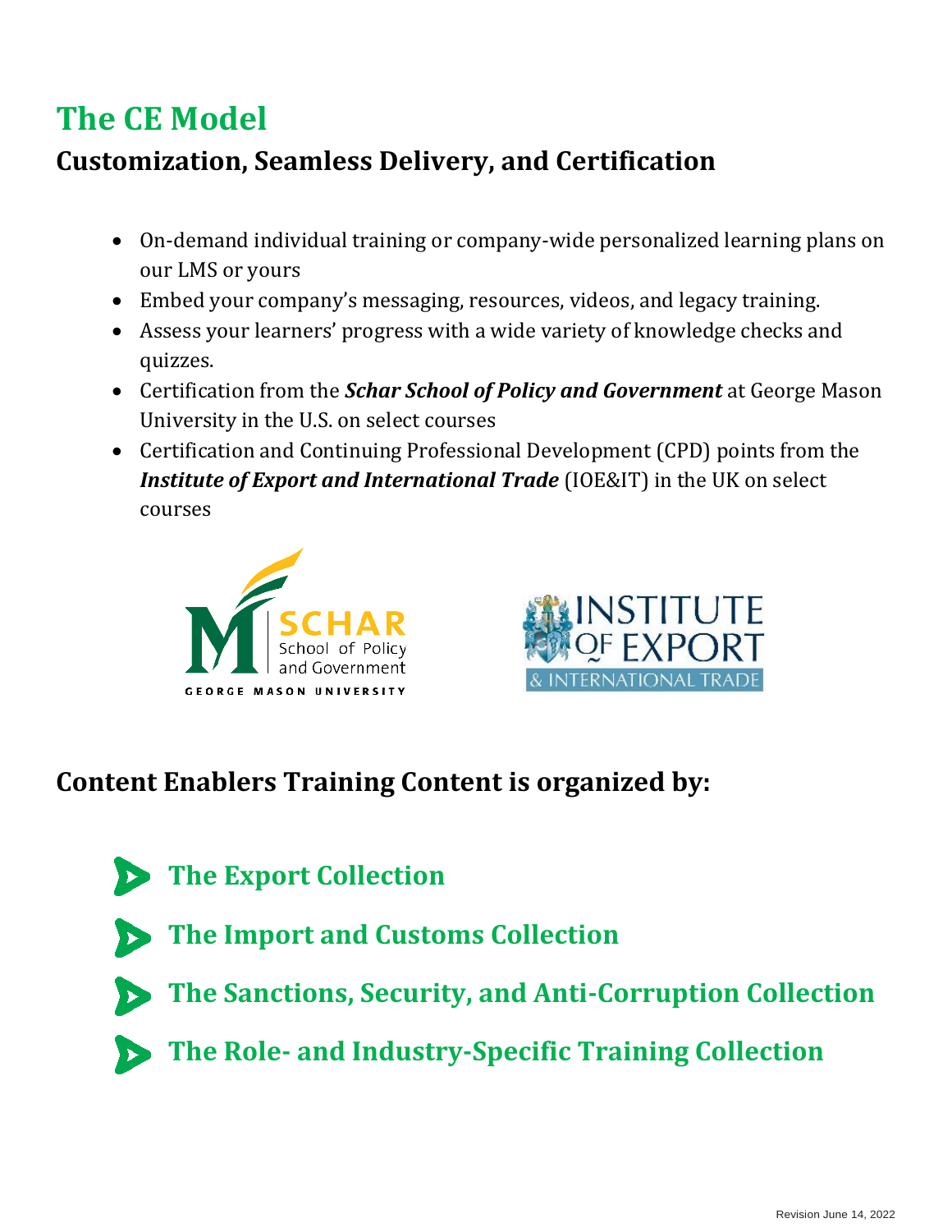# The CE Model

## Customization, Seamless Delivery, and Certification

- On-demand individual training or company-wide personalized learning plans on our LMS or yours
- Embed your company's messaging, resources, videos, and legacy training.
- Assess your learners' progress with a wide variety of knowledge checks and quizzes.
- Certification from the ***Schar School of Policy and Government*** at George Mason University in the U.S. on select courses
- Certification and Continuing Professional Development (CPD) points from the ***Institute of Export and International Trade*** (IOE&IT) in the UK on select courses

## Content Enablers Training Content is organized by:

- **The Export Collection**
- **The Import and Customs Collection**
- **The Sanctions, Security, and Anti-Corruption Collection**
- **The Role- and Industry-Specific Training Collection**

Revision June 14, 2022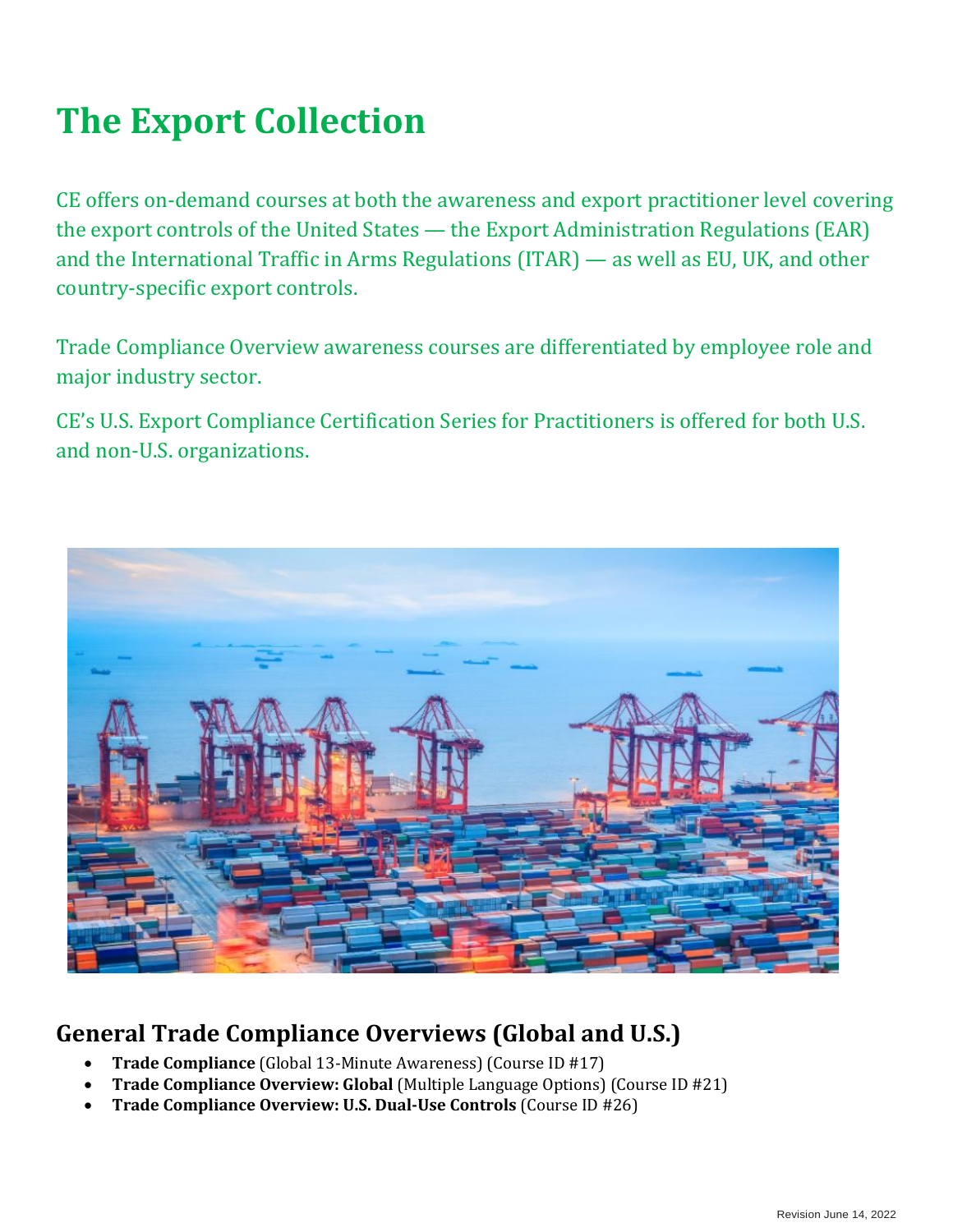# The Export Collection

CE offers on-demand courses at both the awareness and export practitioner level covering the export controls of the United States — the Export Administration Regulations (EAR) and the International Traffic in Arms Regulations (ITAR) — as well as EU, UK, and other country-specific export controls.

Trade Compliance Overview awareness courses are differentiated by employee role and major industry sector.

CE's U.S. Export Compliance Certification Series for Practitioners is offered for both U.S. and non-U.S. organizations.

## General Trade Compliance Overviews (Global and U.S.)

- **Trade Compliance** (Global 13-Minute Awareness) (Course ID #17)
- **Trade Compliance Overview: Global** (Multiple Language Options) (Course ID #21)
- **Trade Compliance Overview: U.S. Dual-Use Controls** (Course ID #26)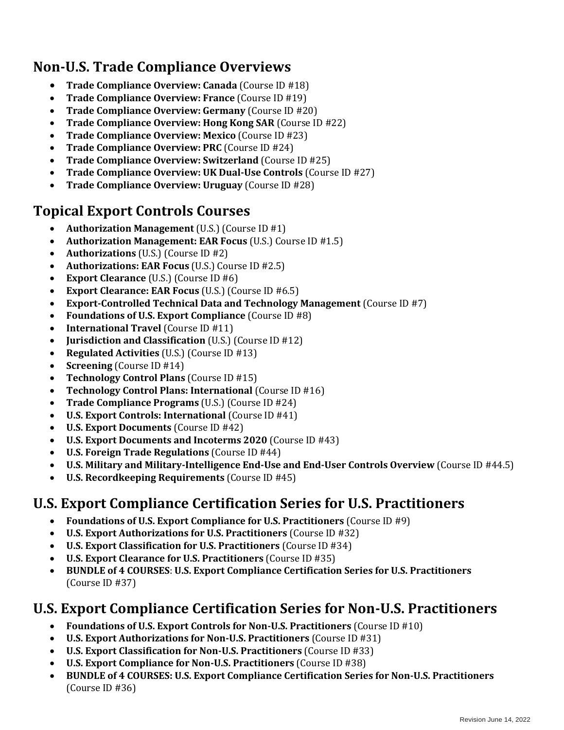## Non-U.S. Trade Compliance Overviews

- **Trade Compliance Overview: Canada** (Course ID #18)
- **Trade Compliance Overview: France** (Course ID #19)
- **Trade Compliance Overview: Germany** (Course ID #20)
- **Trade Compliance Overview: Hong Kong SAR** (Course ID #22)
- **Trade Compliance Overview: Mexico** (Course ID #23)
- **Trade Compliance Overview: PRC** (Course ID #24)
- **Trade Compliance Overview: Switzerland** (Course ID #25)
- **Trade Compliance Overview: UK Dual-Use Controls** (Course ID #27)
- **Trade Compliance Overview: Uruguay** (Course ID #28)

## Topical Export Controls Courses

- **Authorization Management** (U.S.) (Course ID #1)
- **Authorization Management: EAR Focus** (U.S.) Course ID #1.5)
- **Authorizations** (U.S.) (Course ID #2)
- **Authorizations: EAR Focus** (U.S.) Course ID #2.5)
- **Export Clearance** (U.S.) (Course ID #6)
- **Export Clearance: EAR Focus** (U.S.) (Course ID #6.5)
- **Export-Controlled Technical Data and Technology Management** (Course ID #7)
- **Foundations of U.S. Export Compliance** (Course ID #8)
- **International Travel** (Course ID #11)
- **Jurisdiction and Classification** (U.S.) (Course ID #12)
- **Regulated Activities** (U.S.) (Course ID #13)
- **Screening** (Course ID #14)
- **Technology Control Plans** (Course ID #15)
- **Technology Control Plans: International** (Course ID #16)
- **Trade Compliance Programs** (U.S.) (Course ID #24)
- **U.S. Export Controls: International** (Course ID #41)
- **U.S. Export Documents** (Course ID #42)
- **U.S. Export Documents and Incoterms 2020** (Course ID #43)
- **U.S. Foreign Trade Regulations** (Course ID #44)
- **U.S. Military and Military-Intelligence End-Use and End-User Controls Overview** (Course ID #44.5)
- **U.S. Recordkeeping Requirements** (Course ID #45)

## U.S. Export Compliance Certification Series for U.S. Practitioners

- **Foundations of U.S. Export Compliance for U.S. Practitioners** (Course ID #9)
- **U.S. Export Authorizations for U.S. Practitioners** (Course ID #32)
- **U.S. Export Classification for U.S. Practitioners** (Course ID #34)
- **U.S. Export Clearance for U.S. Practitioners** (Course ID #35)
- **BUNDLE of 4 COURSES**: **U.S. Export Compliance Certification Series for U.S. Practitioners** (Course ID #37)

## U.S. Export Compliance Certification Series for Non-U.S. Practitioners

- **Foundations of U.S. Export Controls for Non-U.S. Practitioners** (Course ID #10)
- **U.S. Export Authorizations for Non-U.S. Practitioners** (Course ID #31)
- **U.S. Export Classification for Non-U.S. Practitioners** (Course ID #33)
- **U.S. Export Compliance for Non-U.S. Practitioners** (Course ID #38)
- **BUNDLE of 4 COURSES: U.S. Export Compliance Certification Series for Non-U.S. Practitioners** (Course ID #36)

Revision June 14, 2022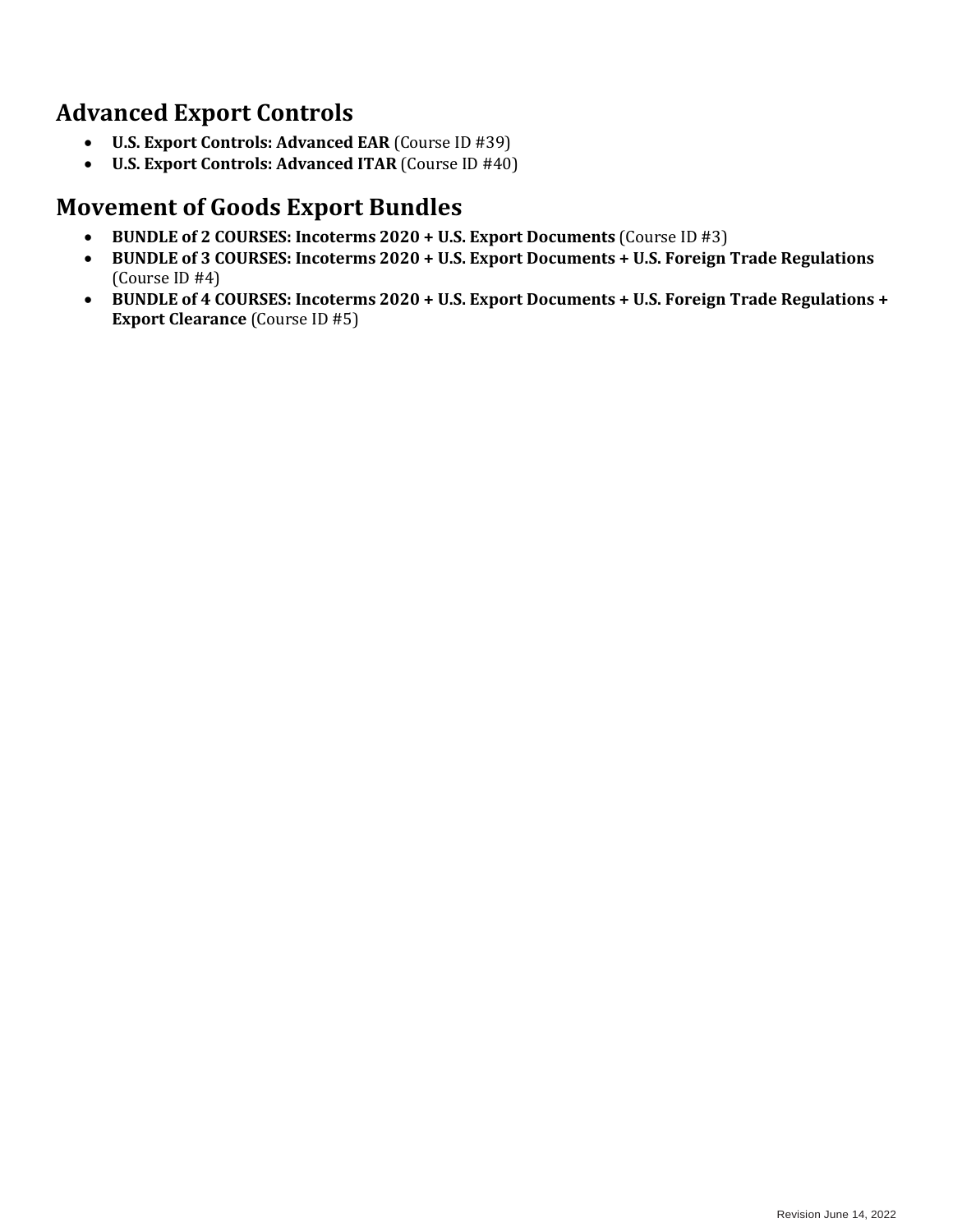## Advanced Export Controls

- **U.S. Export Controls: Advanced EAR** (Course ID #39)
- **U.S. Export Controls: Advanced ITAR** (Course ID #40)

## Movement of Goods Export Bundles

- **BUNDLE of 2 COURSES: Incoterms 2020 + U.S. Export Documents** (Course ID #3)
- **BUNDLE of 3 COURSES: Incoterms 2020 + U.S. Export Documents + U.S. Foreign Trade Regulations** (Course ID #4)
- **BUNDLE of 4 COURSES: Incoterms 2020 + U.S. Export Documents + U.S. Foreign Trade Regulations + Export Clearance** (Course ID #5)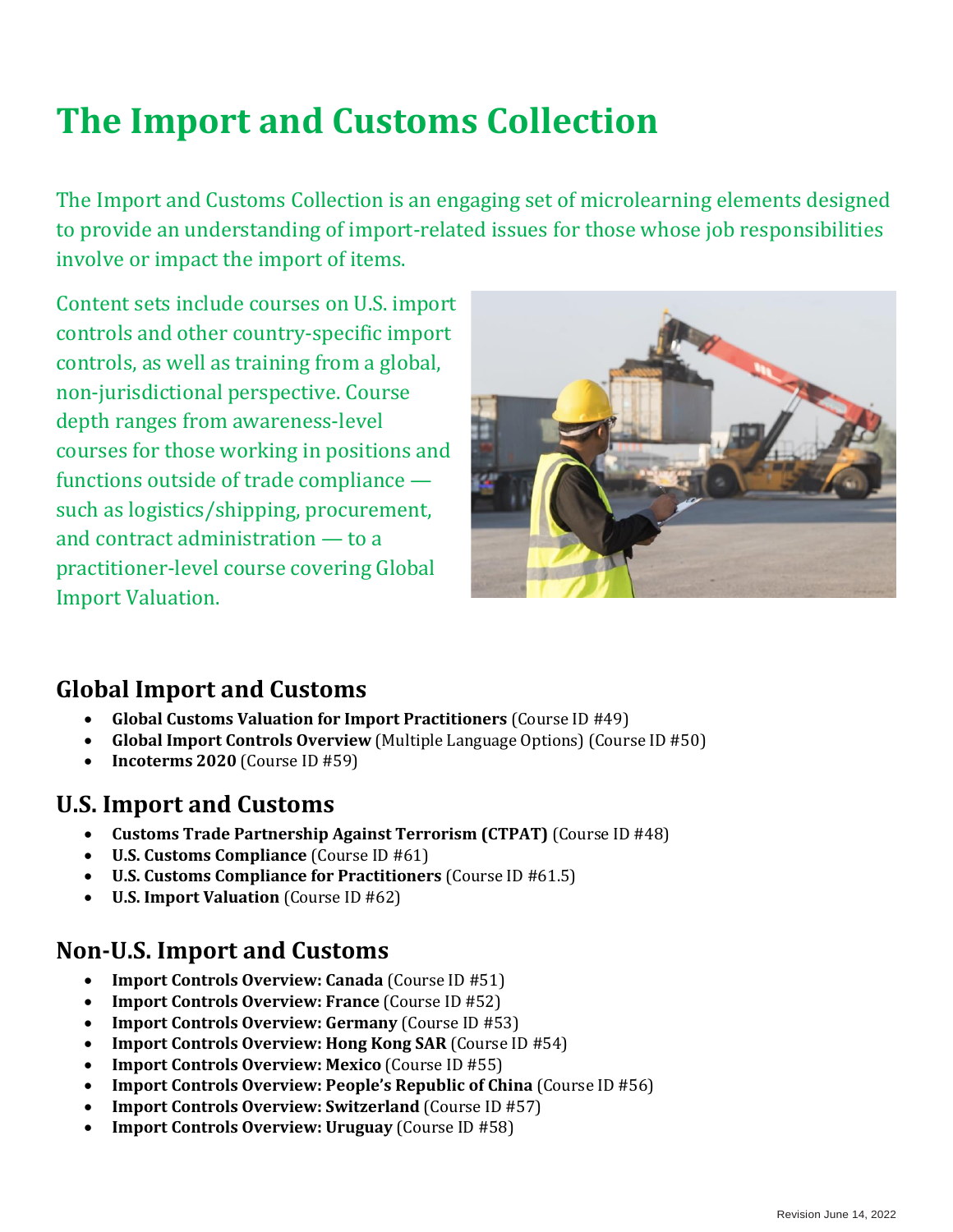# The Import and Customs Collection

The Import and Customs Collection is an engaging set of microlearning elements designed to provide an understanding of import-related issues for those whose job responsibilities involve or impact the import of items.

Content sets include courses on U.S. import controls and other country-specific import controls, as well as training from a global, non-jurisdictional perspective. Course depth ranges from awareness-level courses for those working in positions and functions outside of trade compliance — such as logistics/shipping, procurement, and contract administration — to a practitioner-level course covering Global Import Valuation.

## Global Import and Customs

- **Global Customs Valuation for Import Practitioners** (Course ID #49)
- **Global Import Controls Overview** (Multiple Language Options) (Course ID #50)
- **Incoterms 2020** (Course ID #59)

## U.S. Import and Customs

- **Customs Trade Partnership Against Terrorism (CTPAT)** (Course ID #48)
- **U.S. Customs Compliance** (Course ID #61)
- **U.S. Customs Compliance for Practitioners** (Course ID #61.5)
- **U.S. Import Valuation** (Course ID #62)

## Non-U.S. Import and Customs

- **Import Controls Overview: Canada** (Course ID #51)
- **Import Controls Overview: France** (Course ID #52)
- **Import Controls Overview: Germany** (Course ID #53)
- **Import Controls Overview: Hong Kong SAR** (Course ID #54)
- **Import Controls Overview: Mexico** (Course ID #55)
- **Import Controls Overview: People's Republic of China** (Course ID #56)
- **Import Controls Overview: Switzerland** (Course ID #57)
- **Import Controls Overview: Uruguay** (Course ID #58)

Revision June 14, 2022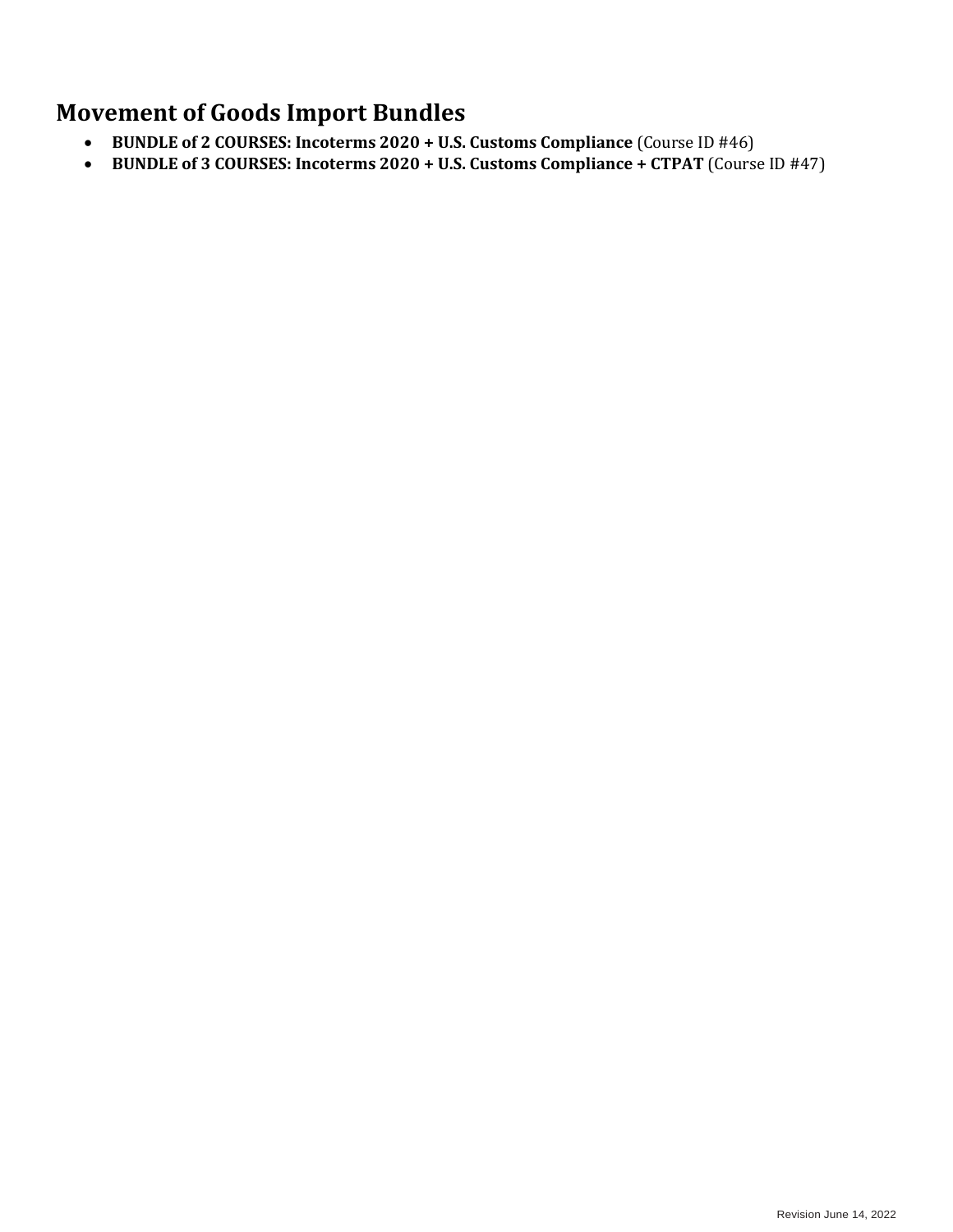## Movement of Goods Import Bundles

- **BUNDLE of 2 COURSES: Incoterms 2020 + U.S. Customs Compliance** (Course ID #46)
- **BUNDLE of 3 COURSES: Incoterms 2020 + U.S. Customs Compliance + CTPAT** (Course ID #47)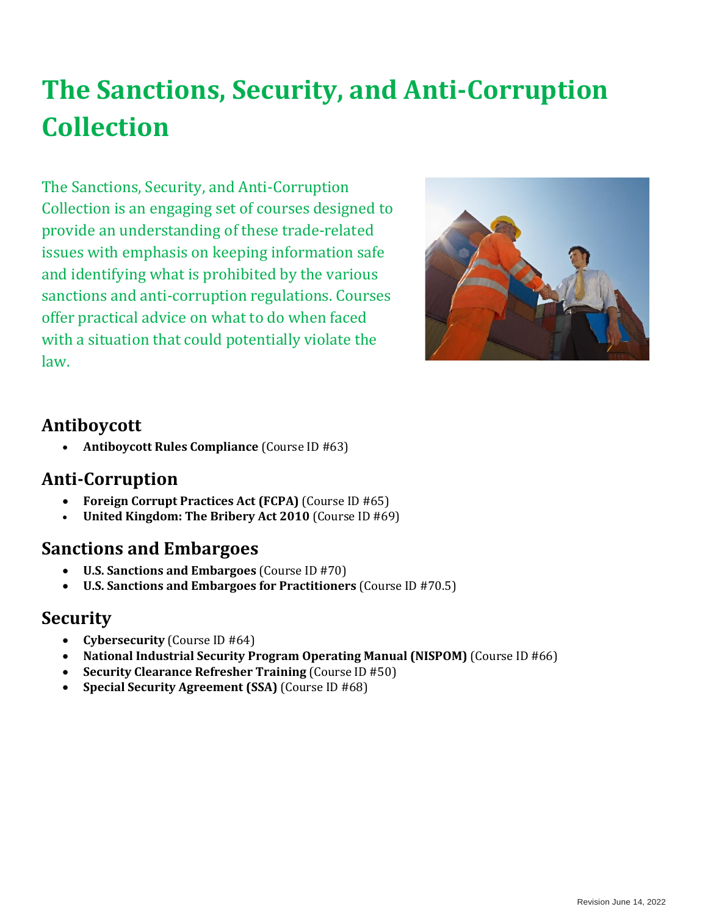# The Sanctions, Security, and Anti-Corruption Collection

The Sanctions, Security, and Anti-Corruption Collection is an engaging set of courses designed to provide an understanding of these trade-related issues with emphasis on keeping information safe and identifying what is prohibited by the various sanctions and anti-corruption regulations. Courses offer practical advice on what to do when faced with a situation that could potentially violate the law.

## Antiboycott

- **Antiboycott Rules Compliance** (Course ID #63)

## Anti-Corruption

- **Foreign Corrupt Practices Act (FCPA)** (Course ID #65)
- **United Kingdom: The Bribery Act 2010** (Course ID #69)

## Sanctions and Embargoes

- **U.S. Sanctions and Embargoes** (Course ID #70)
- **U.S. Sanctions and Embargoes for Practitioners** (Course ID #70.5)

## Security

- **Cybersecurity** (Course ID #64)
- **National Industrial Security Program Operating Manual (NISPOM)** (Course ID #66)
- **Security Clearance Refresher Training** (Course ID #50)
- **Special Security Agreement (SSA)** (Course ID #68)

Revision June 14, 2022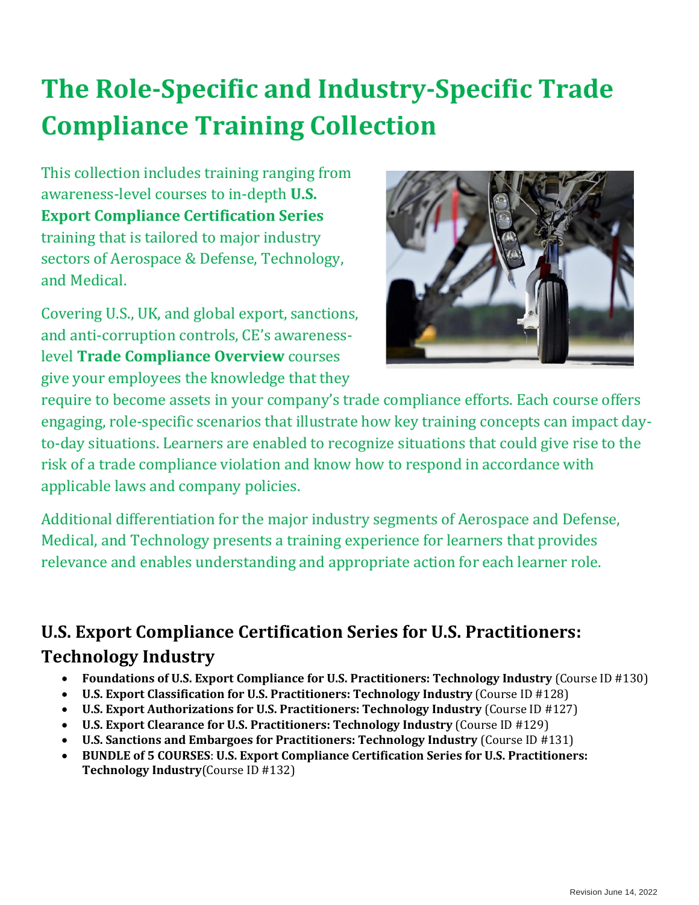# The Role-Specific and Industry-Specific Trade Compliance Training Collection

This collection includes training ranging from awareness-level courses to in-depth **U.S. Export Compliance Certification Series** training that is tailored to major industry sectors of Aerospace & Defense, Technology, and Medical.

Covering U.S., UK, and global export, sanctions, and anti-corruption controls, CE's awareness-level **Trade Compliance Overview** courses give your employees the knowledge that they require to become assets in your company's trade compliance efforts. Each course offers engaging, role-specific scenarios that illustrate how key training concepts can impact day-to-day situations. Learners are enabled to recognize situations that could give rise to the risk of a trade compliance violation and know how to respond in accordance with applicable laws and company policies.

Additional differentiation for the major industry segments of Aerospace and Defense, Medical, and Technology presents a training experience for learners that provides relevance and enables understanding and appropriate action for each learner role.

## U.S. Export Compliance Certification Series for U.S. Practitioners: Technology Industry

- **Foundations of U.S. Export Compliance for U.S. Practitioners: Technology Industry** (Course ID #130)
- **U.S. Export Classification for U.S. Practitioners: Technology Industry** (Course ID #128)
- **U.S. Export Authorizations for U.S. Practitioners: Technology Industry** (Course ID #127)
- **U.S. Export Clearance for U.S. Practitioners: Technology Industry** (Course ID #129)
- **U.S. Sanctions and Embargoes for Practitioners: Technology Industry** (Course ID #131)
- **BUNDLE of 5 COURSES**: **U.S. Export Compliance Certification Series for U.S. Practitioners: Technology Industry**(Course ID #132)

Revision June 14, 2022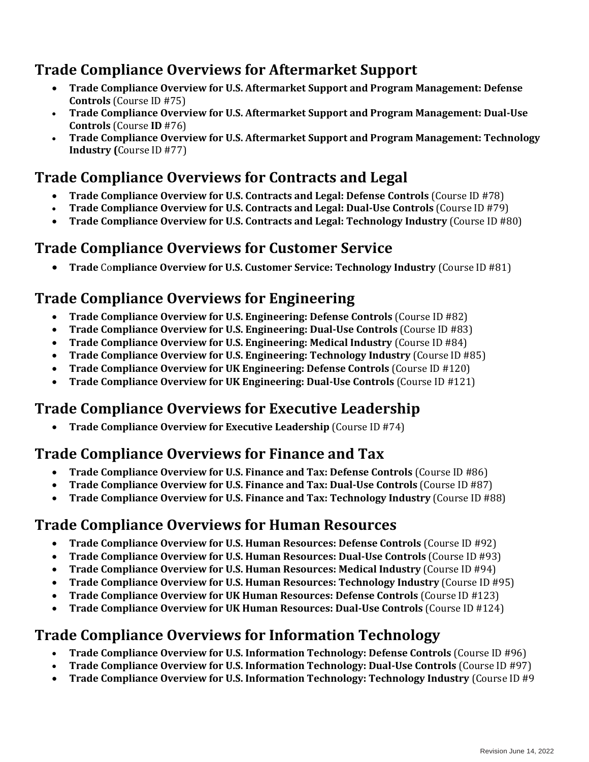## Trade Compliance Overviews for Aftermarket Support

- **Trade Compliance Overview for U.S. Aftermarket Support and Program Management: Defense Controls** (Course ID #75)
- **Trade Compliance Overview for U.S. Aftermarket Support and Program Management: Dual-Use Controls** (Course **ID** #76)
- **Trade Compliance Overview for U.S. Aftermarket Support and Program Management: Technology Industry (**Course ID #77)

## Trade Compliance Overviews for Contracts and Legal

- **Trade Compliance Overview for U.S. Contracts and Legal: Defense Controls** (Course ID #78)
- **Trade Compliance Overview for U.S. Contracts and Legal: Dual-Use Controls** (Course ID #79)
- **Trade Compliance Overview for U.S. Contracts and Legal: Technology Industry** (Course ID #80)

## Trade Compliance Overviews for Customer Service

- **Trade** Co**mpliance Overview for U.S. Customer Service: Technology Industry** (Course ID #81)

## Trade Compliance Overviews for Engineering

- **Trade Compliance Overview for U.S. Engineering: Defense Controls** (Course ID #82)
- **Trade Compliance Overview for U.S. Engineering: Dual-Use Controls** (Course ID #83)
- **Trade Compliance Overview for U.S. Engineering: Medical Industry** (Course ID #84)
- **Trade Compliance Overview for U.S. Engineering: Technology Industry** (Course ID #85)
- **Trade Compliance Overview for UK Engineering: Defense Controls** (Course ID #120)
- **Trade Compliance Overview for UK Engineering: Dual-Use Controls** (Course ID #121)

## Trade Compliance Overviews for Executive Leadership

- **Trade Compliance Overview for Executive Leadership** (Course ID #74)

## Trade Compliance Overviews for Finance and Tax

- **Trade Compliance Overview for U.S. Finance and Tax: Defense Controls** (Course ID #86)
- **Trade Compliance Overview for U.S. Finance and Tax: Dual-Use Controls** (Course ID #87)
- **Trade Compliance Overview for U.S. Finance and Tax: Technology Industry** (Course ID #88)

## Trade Compliance Overviews for Human Resources

- **Trade Compliance Overview for U.S. Human Resources: Defense Controls** (Course ID #92)
- **Trade Compliance Overview for U.S. Human Resources: Dual-Use Controls** (Course ID #93)
- **Trade Compliance Overview for U.S. Human Resources: Medical Industry** (Course ID #94)
- **Trade Compliance Overview for U.S. Human Resources: Technology Industry** (Course ID #95)
- **Trade Compliance Overview for UK Human Resources: Defense Controls** (Course ID #123)
- **Trade Compliance Overview for UK Human Resources: Dual-Use Controls** (Course ID #124)

## Trade Compliance Overviews for Information Technology

- **Trade Compliance Overview for U.S. Information Technology: Defense Controls** (Course ID #96)
- **Trade Compliance Overview for U.S. Information Technology: Dual-Use Controls** (Course ID #97)
- **Trade Compliance Overview for U.S. Information Technology: Technology Industry** (Course ID #9

Revision June 14, 2022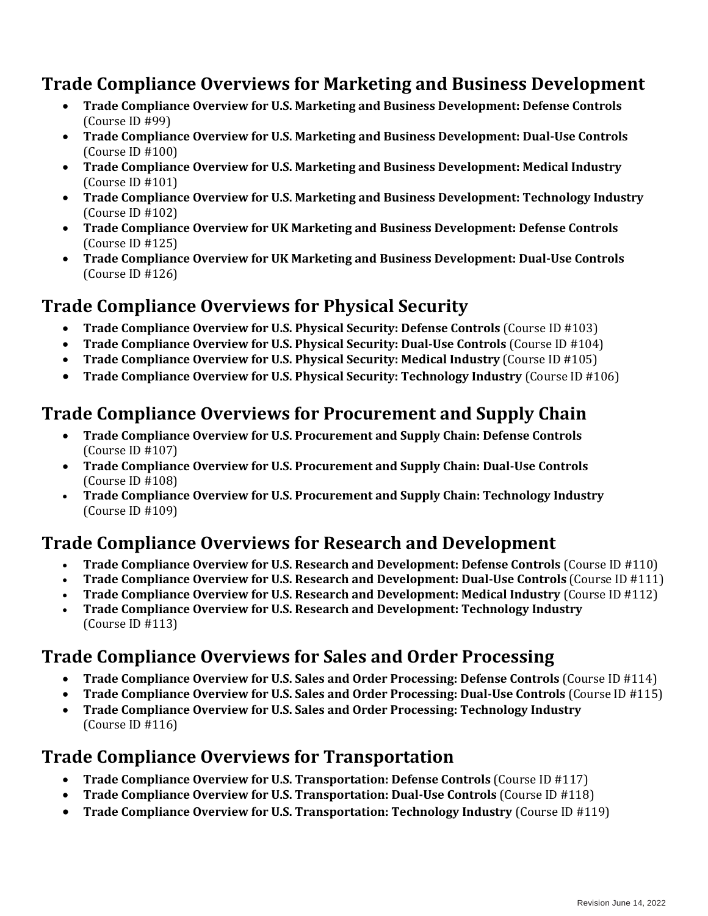## Trade Compliance Overviews for Marketing and Business Development

- **Trade Compliance Overview for U.S. Marketing and Business Development: Defense Controls** (Course ID #99)
- **Trade Compliance Overview for U.S. Marketing and Business Development: Dual-Use Controls** (Course ID #100)
- **Trade Compliance Overview for U.S. Marketing and Business Development: Medical Industry** (Course ID #101)
- **Trade Compliance Overview for U.S. Marketing and Business Development: Technology Industry** (Course ID #102)
- **Trade Compliance Overview for UK Marketing and Business Development: Defense Controls** (Course ID #125)
- **Trade Compliance Overview for UK Marketing and Business Development: Dual-Use Controls** (Course ID #126)

## Trade Compliance Overviews for Physical Security

- **Trade Compliance Overview for U.S. Physical Security: Defense Controls** (Course ID #103)
- **Trade Compliance Overview for U.S. Physical Security: Dual-Use Controls** (Course ID #104)
- **Trade Compliance Overview for U.S. Physical Security: Medical Industry** (Course ID #105)
- **Trade Compliance Overview for U.S. Physical Security: Technology Industry** (Course ID #106)

## Trade Compliance Overviews for Procurement and Supply Chain

- **Trade Compliance Overview for U.S. Procurement and Supply Chain: Defense Controls** (Course ID #107)
- **Trade Compliance Overview for U.S. Procurement and Supply Chain: Dual-Use Controls** (Course ID #108)
- **Trade Compliance Overview for U.S. Procurement and Supply Chain: Technology Industry** (Course ID #109)

## Trade Compliance Overviews for Research and Development

- **Trade Compliance Overview for U.S. Research and Development: Defense Controls** (Course ID #110)
- **Trade Compliance Overview for U.S. Research and Development: Dual-Use Controls** (Course ID #111)
- **Trade Compliance Overview for U.S. Research and Development: Medical Industry** (Course ID #112)
- **Trade Compliance Overview for U.S. Research and Development: Technology Industry** (Course ID #113)

## Trade Compliance Overviews for Sales and Order Processing

- **Trade Compliance Overview for U.S. Sales and Order Processing: Defense Controls** (Course ID #114)
- **Trade Compliance Overview for U.S. Sales and Order Processing: Dual-Use Controls** (Course ID #115)
- **Trade Compliance Overview for U.S. Sales and Order Processing: Technology Industry** (Course ID #116)

## Trade Compliance Overviews for Transportation

- **Trade Compliance Overview for U.S. Transportation: Defense Controls** (Course ID #117)
- **Trade Compliance Overview for U.S. Transportation: Dual-Use Controls** (Course ID #118)
- **Trade Compliance Overview for U.S. Transportation: Technology Industry** (Course ID #119)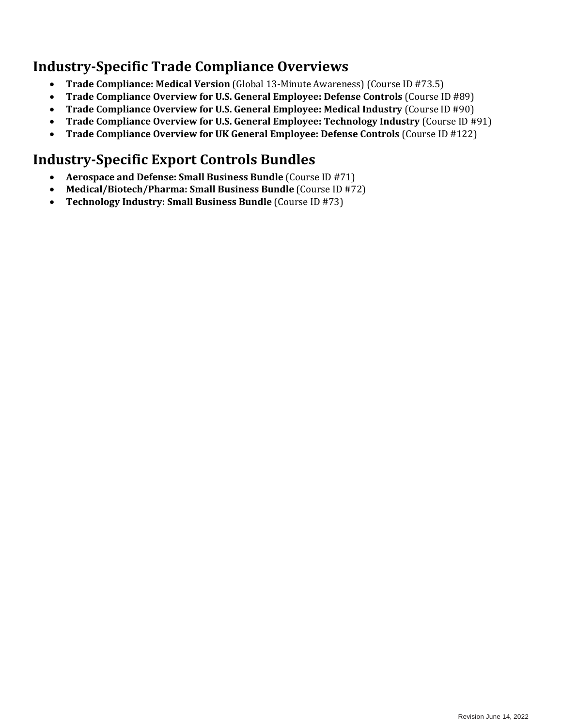## Industry-Specific Trade Compliance Overviews

- **Trade Compliance: Medical Version** (Global 13-Minute Awareness) (Course ID #73.5)
- **Trade Compliance Overview for U.S. General Employee: Defense Controls** (Course ID #89)
- **Trade Compliance Overview for U.S. General Employee: Medical Industry** (Course ID #90)
- **Trade Compliance Overview for U.S. General Employee: Technology Industry** (Course ID #91)
- **Trade Compliance Overview for UK General Employee: Defense Controls** (Course ID #122)

## Industry-Specific Export Controls Bundles

- **Aerospace and Defense: Small Business Bundle** (Course ID #71)
- **Medical/Biotech/Pharma: Small Business Bundle** (Course ID #72)
- **Technology Industry: Small Business Bundle** (Course ID #73)